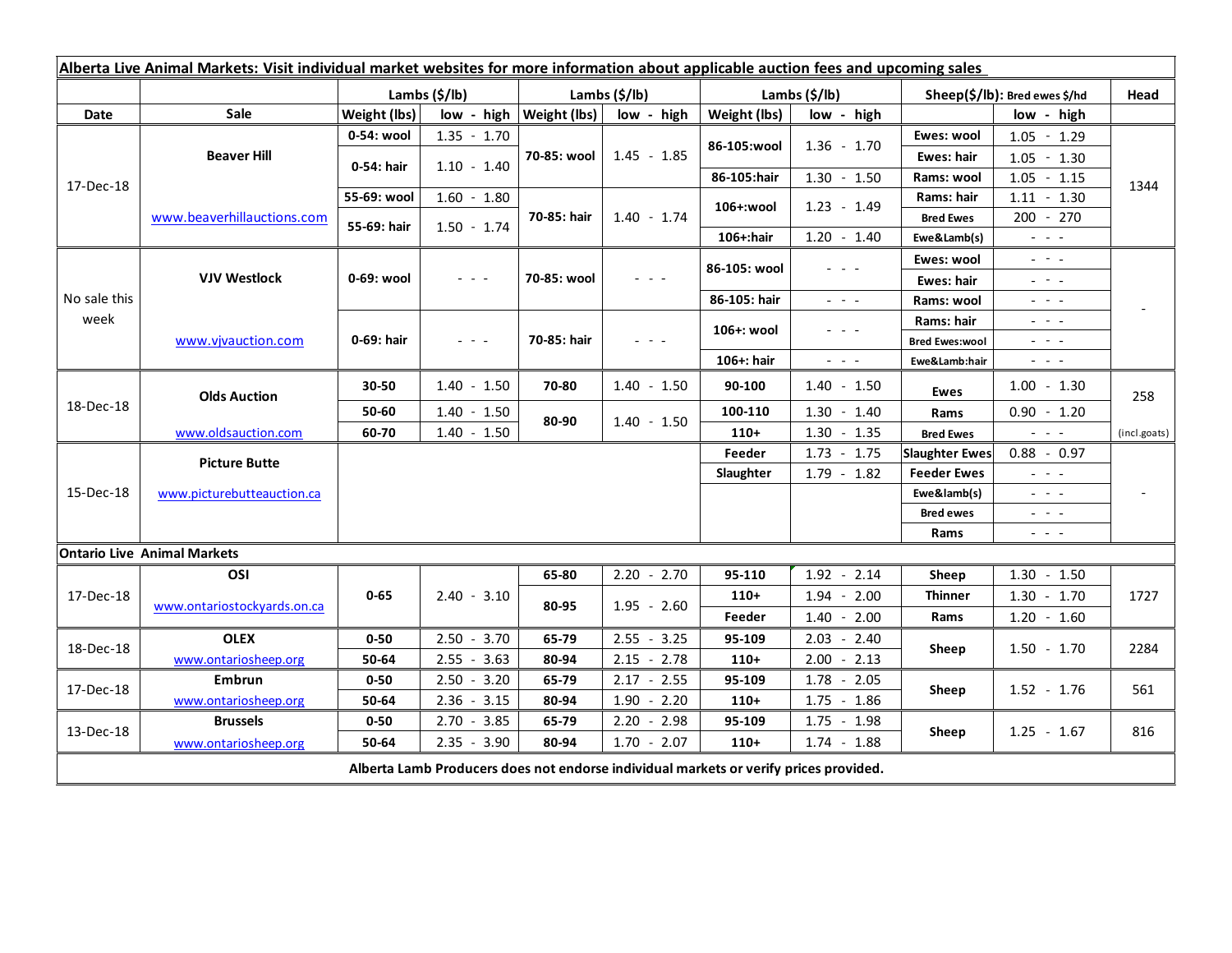**Alberta Live Animal Markets: Visit individual market websites for more information about applicable auction fees and upcoming sales**

| Date | Sale | Lambs ($/lb) | | Lambs ($/lb) | | Lambs ($/lb) | | Sheep($/lb): Bred ewes $/hd | | Head |
|---|---|---|---|---|---|---|---|---|---|---|
| | | Weight (lbs) | low - high | Weight (lbs) | low - high | Weight (lbs) | low - high | | low - high | |
| 17-Dec-18 | Beaver Hill | 0-54: wool | 1.35 - 1.70 | 70-85: wool | 1.45 - 1.85 | 86-105:wool | 1.36 - 1.70 | Ewes: wool | 1.05 - 1.29 | 1344 |
| | | 0-54: hair | 1.10 - 1.40 | | | | | Ewes: hair | 1.05 - 1.30 | |
| | | | | | | 86-105:hair | 1.30 - 1.50 | Rams: wool | 1.05 - 1.15 | |
| | www.beaverhillauctions.com | 55-69: wool | 1.60 - 1.80 | 70-85: hair | 1.40 - 1.74 | 106+:wool | 1.23 - 1.49 | Rams: hair | 1.11 - 1.30 | |
| | | 55-69: hair | 1.50 - 1.74 | | | | | Bred Ewes | 200 - 270 | |
| | | | | | | 106+:hair | 1.20 - 1.40 | Ewe&Lamb(s) | - - - | |
| No sale this week | VJV Westlock | 0-69: wool | - - - | 70-85: wool | - - - | 86-105: wool | - - - | Ewes: wool | - - - | - |
| | | | | | | | | Ewes: hair | - - - | |
| | | | | | | 86-105: hair | - - - | Rams: wool | - - - | |
| | www.vjvauction.com | 0-69: hair | - - - | 70-85: hair | - - - | 106+: wool | - - - | Rams: hair | - - - | |
| | | | | | | | | Bred Ewes:wool | - - - | |
| | | | | | | 106+: hair | - - - | Ewe&Lamb:hair | - - - | |
| 18-Dec-18 | Olds Auction | 30-50 | 1.40 - 1.50 | 70-80 | 1.40 - 1.50 | 90-100 | 1.40 - 1.50 | Ewes | 1.00 - 1.30 | 258 |
| | | 50-60 | 1.40 - 1.50 | 80-90 | 1.40 - 1.50 | 100-110 | 1.30 - 1.40 | Rams | 0.90 - 1.20 | |
| | www.oldsauction.com | 60-70 | 1.40 - 1.50 | | | 110+ | 1.30 - 1.35 | Bred Ewes | - - - | (incl.goats) |
| 15-Dec-18 | Picture Butte | | | | | Feeder | 1.73 - 1.75 | Slaughter Ewes | 0.88 - 0.97 | - |
| | www.picturebutteauction.ca | | | | | Slaughter | 1.79 - 1.82 | Feeder Ewes | - - - | |
| | | | | | | | | Ewe&lamb(s) | - - - | |
| | | | | | | | | Bred ewes | - - - | |
| | | | | | | | | Rams | - - - | |
| **Ontario Live Animal Markets** | | | | | | | | | | |
| 17-Dec-18 | OSI | 0-65 | 2.40 - 3.10 | 65-80 | 2.20 - 2.70 | 95-110 | 1.92 - 2.14 | Sheep | 1.30 - 1.50 | 1727 |
| | www.ontariostockyards.on.ca | | | 80-95 | 1.95 - 2.60 | 110+ | 1.94 - 2.00 | Thinner | 1.30 - 1.70 | |
| | | | | | | Feeder | 1.40 - 2.00 | Rams | 1.20 - 1.60 | |
| 18-Dec-18 | OLEX | 0-50 | 2.50 - 3.70 | 65-79 | 2.55 - 3.25 | 95-109 | 2.03 - 2.40 | Sheep | 1.50 - 1.70 | 2284 |
| | www.ontariosheep.org | 50-64 | 2.55 - 3.63 | 80-94 | 2.15 - 2.78 | 110+ | 2.00 - 2.13 | | | |
| 17-Dec-18 | Embrun | 0-50 | 2.50 - 3.20 | 65-79 | 2.17 - 2.55 | 95-109 | 1.78 - 2.05 | Sheep | 1.52 - 1.76 | 561 |
| | www.ontariosheep.org | 50-64 | 2.36 - 3.15 | 80-94 | 1.90 - 2.20 | 110+ | 1.75 - 1.86 | | | |
| 13-Dec-18 | Brussels | 0-50 | 2.70 - 3.85 | 65-79 | 2.20 - 2.98 | 95-109 | 1.75 - 1.98 | Sheep | 1.25 - 1.67 | 816 |
| | www.ontariosheep.org | 50-64 | 2.35 - 3.90 | 80-94 | 1.70 - 2.07 | 110+ | 1.74 - 1.88 | | | |

**Alberta Lamb Producers does not endorse individual markets or verify prices provided.**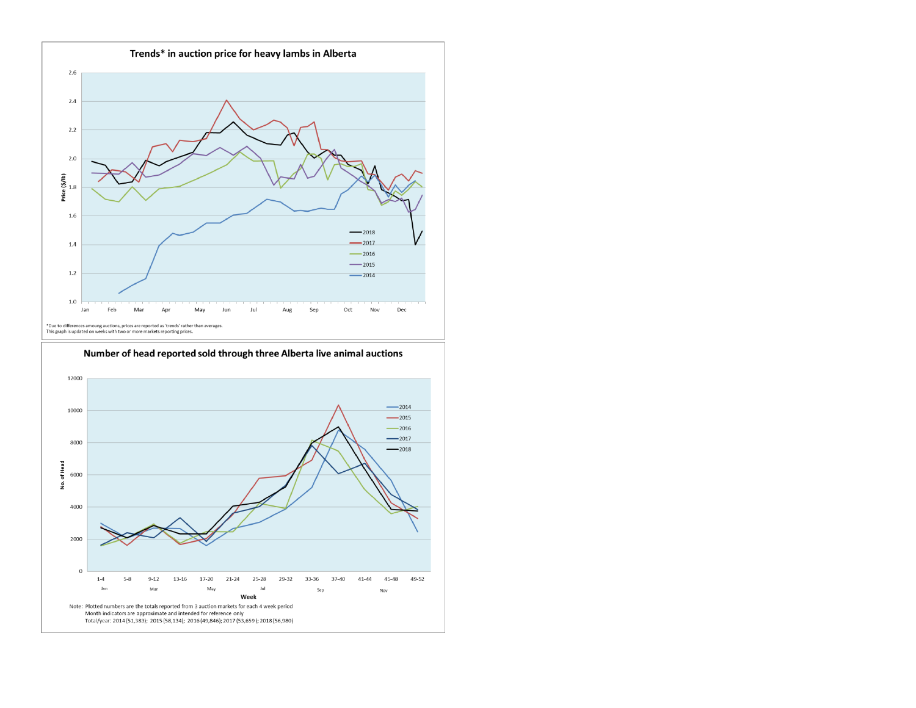## Trends* in auction price for heavy lambs in Alberta

2.6
2.4
2.2
2.0
1.8
1.6
1.4
1.2
1.0

Price ($/lb)

Jan Feb Mar Apr May Jun Jul Aug Sep Oct Nov Dec

2018
2017
2016
2015
2014

*Due to differences amoung auctions, prices are reported as 'trends' rather than averages.
This graph is updated on weeks with two or more markets reporting prices.

## Number of head reported sold through three Alberta live animal auctions

12000
10000
8000
6000
4000
2000
0

No. of Head

1-4 5-8 9-12 13-16 17-20 21-24 25-28 29-32 33-36 37-40 41-44 45-48 49-52

Jan Mar May Jul Sep Nov

Week

2014
2015
2016
2017
2018

Note: Plotted numbers are the totals reported from 3 auction markets for each 4 week period
Month indicators are approximate and intended for reference only
Total/year: 2014 (51,383); 2015 (58,134); 2016 (49,846); 2017 (53,659); 2018 (56,980)